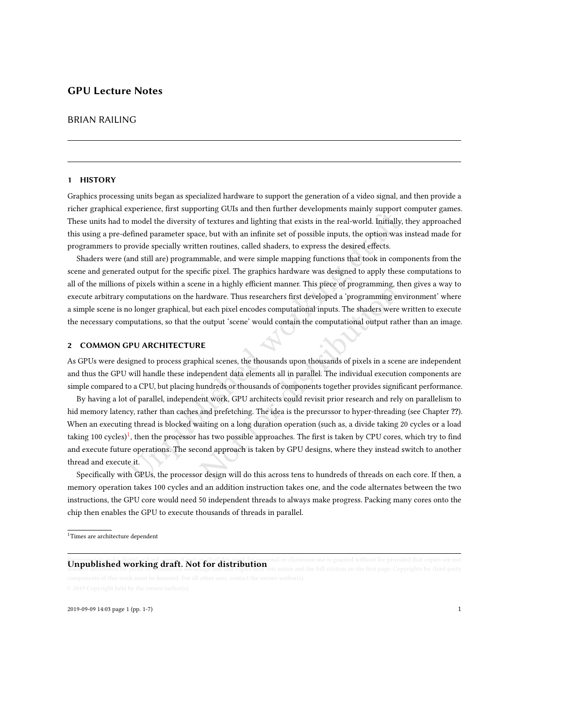# GPU Lecture Notes

BRIAN RAILING

## 1 HISTORY

Graphics processing units began as specialized hardware to support the generation of a video signal, and then provide a richer graphical experience, first supporting GUIs and then further developments mainly support computer games. These units had to model the diversity of textures and lighting that exists in the real-world. Initially, they approached this using a pre-defined parameter space, but with an infinite set of possible inputs, the option was instead made for programmers to provide specially written routines, called shaders, to express the desired effects.

Shaders were (and still are) programmable, and were simple mapping functions that took in components from the scene and generated output for the specific pixel. The graphics hardware was designed to apply these computations to all of the millions of pixels within a scene in a highly efficient manner. This piece of programming, then gives a way to execute arbitrary computations on the hardware. Thus researchers first developed a 'programming environment' where a simple scene is no longer graphical, but each pixel encodes computational inputs. The shaders were written to execute the necessary computations, so that the output 'scene' would contain the computational output rather than an image.

## 2 COMMON GPU ARCHITECTURE

As GPUs were designed to process graphical scenes, the thousands upon thousands of pixels in a scene are independent and thus the GPU will handle these independent data elements all in parallel. The individual execution components are simple compared to a CPU, but placing hundreds or thousands of components together provides significant performance.

By having a lot of parallel, independent work, GPU architects could revisit prior research and rely on parallelism to hid memory latency, rather than caches and prefetching. The idea is the precurssor to hyper-threading (see Chapter **??**). When an executing thread is blocked waiting on a long duration operation (such as, a divide taking 20 cycles or a load taking 100 cycles)[1], then the processor has two possible approaches. The first is taken by CPU cores, which try to find and execute future operations. The second approach is taken by GPU designs, where they instead switch to another thread and execute it.

Specifically with GPUs, the processor design will do this across tens to hundreds of threads on each core. If then, a memory operation takes 100 cycles and an addition instruction takes one, and the code alternates between the two instructions, the GPU core would need 50 independent threads to always make progress. Packing many cores onto the chip then enables the GPU to execute thousands of threads in parallel.

[1] Times are architecture dependent

**Unpublished working draft. Not for distribution**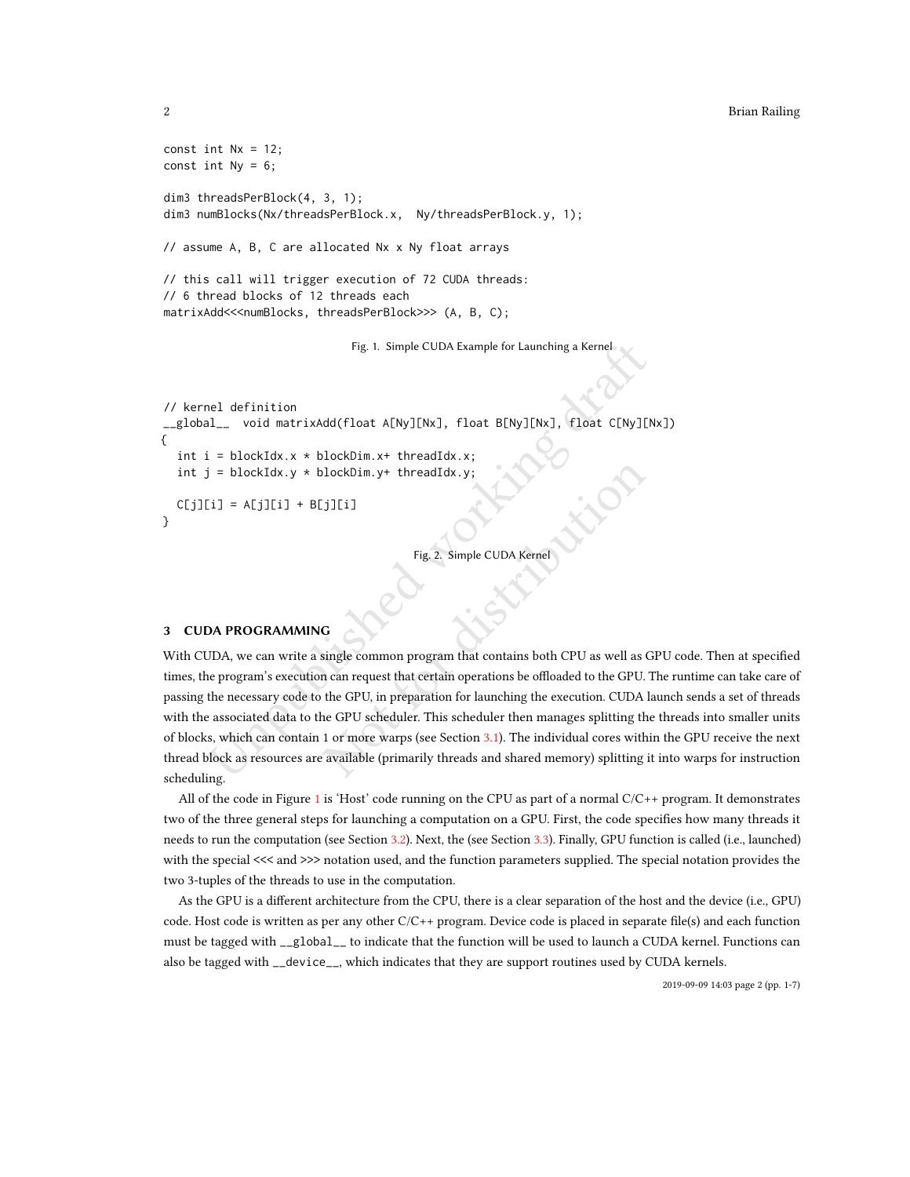```
const int Nx = 12;
const int Ny = 6;

dim3 threadsPerBlock(4, 3, 1);
dim3 numBlocks(Nx/threadsPerBlock.x,  Ny/threadsPerBlock.y, 1);

// assume A, B, C are allocated Nx x Ny float arrays

// this call will trigger execution of 72 CUDA threads:
// 6 thread blocks of 12 threads each
matrixAdd<<<numBlocks, threadsPerBlock>>> (A, B, C);
```

Fig. 1. Simple CUDA Example for Launching a Kernel

```
// kernel definition
__global__  void matrixAdd(float A[Ny][Nx], float B[Ny][Nx], float C[Ny][Nx])
{
  int i = blockIdx.x * blockDim.x+ threadIdx.x;
  int j = blockIdx.y * blockDim.y+ threadIdx.y;

  C[j][i] = A[j][i] + B[j][i]
}
```

Fig. 2. Simple CUDA Kernel

## 3 CUDA PROGRAMMING

With CUDA, we can write a single common program that contains both CPU as well as GPU code. Then at specified times, the program's execution can request that certain operations be offloaded to the GPU. The runtime can take care of passing the necessary code to the GPU, in preparation for launching the execution. CUDA launch sends a set of threads with the associated data to the GPU scheduler. This scheduler then manages splitting the threads into smaller units of blocks, which can contain 1 or more warps (see Section 3.1). The individual cores within the GPU receive the next thread block as resources are available (primarily threads and shared memory) splitting it into warps for instruction scheduling.

All of the code in Figure 1 is 'Host' code running on the CPU as part of a normal C/C++ program. It demonstrates two of the three general steps for launching a computation on a GPU. First, the code specifies how many threads it needs to run the computation (see Section 3.2). Next, the (see Section 3.3). Finally, GPU function is called (i.e., launched) with the special <<< and >>> notation used, and the function parameters supplied. The special notation provides the two 3-tuples of the threads to use in the computation.

As the GPU is a different architecture from the CPU, there is a clear separation of the host and the device (i.e., GPU) code. Host code is written as per any other C/C++ program. Device code is placed in separate file(s) and each function must be tagged with `__global__` to indicate that the function will be used to launch a CUDA kernel. Functions can also be tagged with `__device__`, which indicates that they are support routines used by CUDA kernels.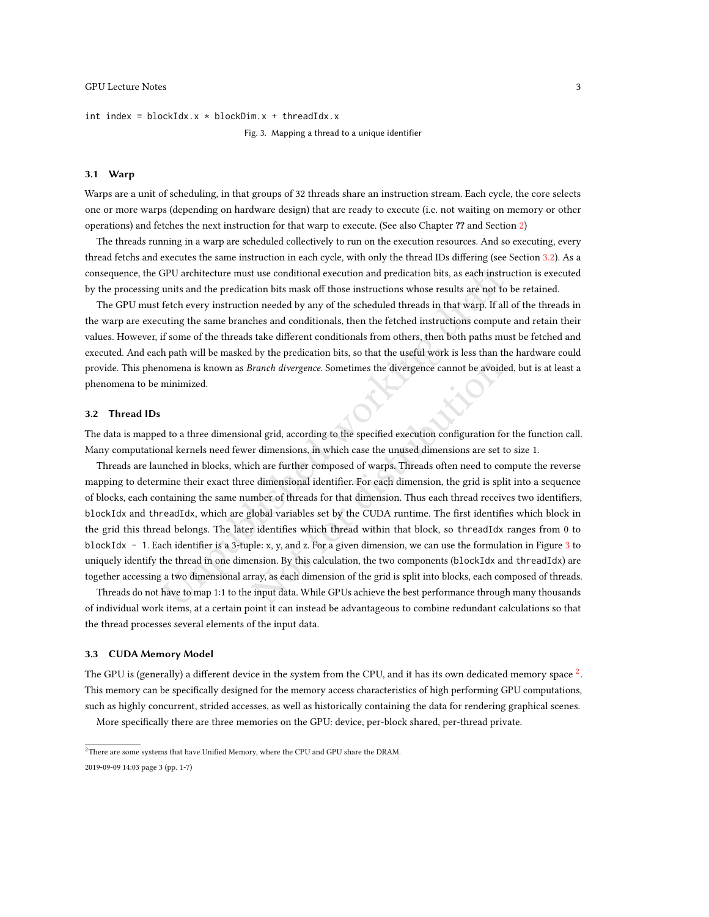```
int index = blockIdx.x * blockDim.x + threadIdx.x
```

Fig. 3. Mapping a thread to a unique identifier

### 3.1 Warp

Warps are a unit of scheduling, in that groups of 32 threads share an instruction stream. Each cycle, the core selects one or more warps (depending on hardware design) that are ready to execute (i.e. not waiting on memory or other operations) and fetches the next instruction for that warp to execute. (See also Chapter **??** and Section 2)

The threads running in a warp are scheduled collectively to run on the execution resources. And so executing, every thread fetchs and executes the same instruction in each cycle, with only the thread IDs differing (see Section 3.2). As a consequence, the GPU architecture must use conditional execution and predication bits, as each instruction is executed by the processing units and the predication bits mask off those instructions whose results are not to be retained.

The GPU must fetch every instruction needed by any of the scheduled threads in that warp. If all of the threads in the warp are executing the same branches and conditionals, then the fetched instructions compute and retain their values. However, if some of the threads take different conditionals from others, then both paths must be fetched and executed. And each path will be masked by the predication bits, so that the useful work is less than the hardware could provide. This phenomena is known as *Branch divergence*. Sometimes the divergence cannot be avoided, but is at least a phenomena to be minimized.

### 3.2 Thread IDs

The data is mapped to a three dimensional grid, according to the specified execution configuration for the function call. Many computational kernels need fewer dimensions, in which case the unused dimensions are set to size 1.

Threads are launched in blocks, which are further composed of warps. Threads often need to compute the reverse mapping to determine their exact three dimensional identifier. For each dimension, the grid is split into a sequence of blocks, each containing the same number of threads for that dimension. Thus each thread receives two identifiers, `blockIdx` and `threadIdx`, which are global variables set by the CUDA runtime. The first identifies which block in the grid this thread belongs. The later identifies which thread within that block, so `threadIdx` ranges from `0` to `blockIdx - 1`. Each identifier is a 3-tuple: x, y, and z. For a given dimension, we can use the formulation in Figure 3 to uniquely identify the thread in one dimension. By this calculation, the two components (`blockIdx` and `threadIdx`) are together accessing a two dimensional array, as each dimension of the grid is split into blocks, each composed of threads.

Threads do not have to map 1:1 to the input data. While GPUs achieve the best performance through many thousands of individual work items, at a certain point it can instead be advantageous to combine redundant calculations so that the thread processes several elements of the input data.

### 3.3 CUDA Memory Model

The GPU is (generally) a different device in the system from the CPU, and it has its own dedicated memory space [2]. This memory can be specifically designed for the memory access characteristics of high performing GPU computations, such as highly concurrent, strided accesses, as well as historically containing the data for rendering graphical scenes.

More specifically there are three memories on the GPU: device, per-block shared, per-thread private.

[2] There are some systems that have Unified Memory, where the CPU and GPU share the DRAM.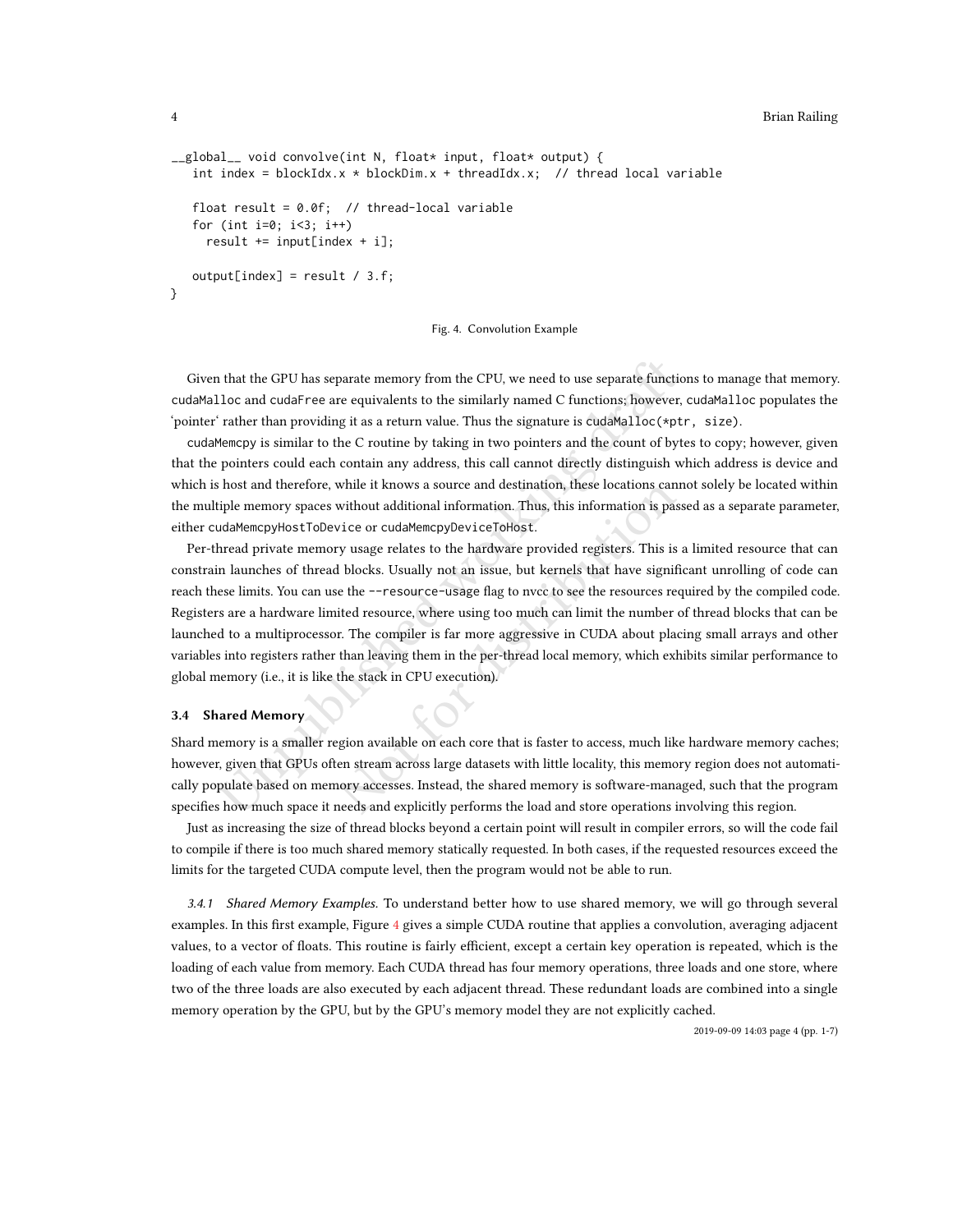```
__global__ void convolve(int N, float* input, float* output) {
   int index = blockIdx.x * blockDim.x + threadIdx.x;  // thread local variable

   float result = 0.0f;  // thread-local variable
   for (int i=0; i<3; i++)
     result += input[index + i];

   output[index] = result / 3.f;
}
```

Fig. 4. Convolution Example

Given that the GPU has separate memory from the CPU, we need to use separate functions to manage that memory. cudaMalloc and cudaFree are equivalents to the similarly named C functions; however, cudaMalloc populates the 'pointer' rather than providing it as a return value. Thus the signature is cudaMalloc(*ptr, size).

cudaMemcpy is similar to the C routine by taking in two pointers and the count of bytes to copy; however, given that the pointers could each contain any address, this call cannot directly distinguish which address is device and which is host and therefore, while it knows a source and destination, these locations cannot solely be located within the multiple memory spaces without additional information. Thus, this information is passed as a separate parameter, either cudaMemcpyHostToDevice or cudaMemcpyDeviceToHost.

Per-thread private memory usage relates to the hardware provided registers. This is a limited resource that can constrain launches of thread blocks. Usually not an issue, but kernels that have significant unrolling of code can reach these limits. You can use the --resource-usage flag to nvcc to see the resources required by the compiled code. Registers are a hardware limited resource, where using too much can limit the number of thread blocks that can be launched to a multiprocessor. The compiler is far more aggressive in CUDA about placing small arrays and other variables into registers rather than leaving them in the per-thread local memory, which exhibits similar performance to global memory (i.e., it is like the stack in CPU execution).

### 3.4 Shared Memory

Shard memory is a smaller region available on each core that is faster to access, much like hardware memory caches; however, given that GPUs often stream across large datasets with little locality, this memory region does not automatically populate based on memory accesses. Instead, the shared memory is software-managed, such that the program specifies how much space it needs and explicitly performs the load and store operations involving this region.

Just as increasing the size of thread blocks beyond a certain point will result in compiler errors, so will the code fail to compile if there is too much shared memory statically requested. In both cases, if the requested resources exceed the limits for the targeted CUDA compute level, then the program would not be able to run.

*3.4.1 Shared Memory Examples.* To understand better how to use shared memory, we will go through several examples. In this first example, Figure 4 gives a simple CUDA routine that applies a convolution, averaging adjacent values, to a vector of floats. This routine is fairly efficient, except a certain key operation is repeated, which is the loading of each value from memory. Each CUDA thread has four memory operations, three loads and one store, where two of the three loads are also executed by each adjacent thread. These redundant loads are combined into a single memory operation by the GPU, but by the GPU's memory model they are not explicitly cached.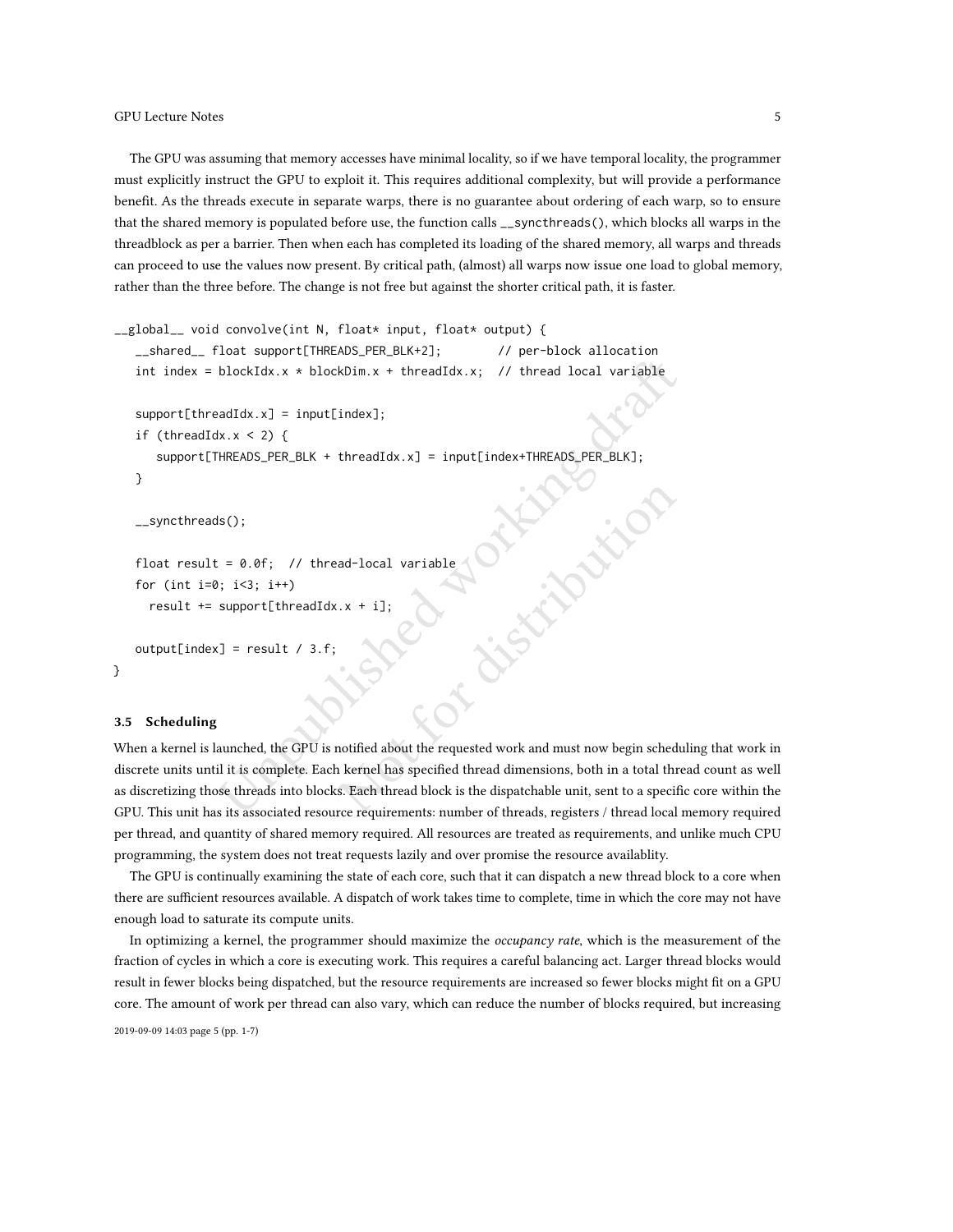The GPU was assuming that memory accesses have minimal locality, so if we have temporal locality, the programmer must explicitly instruct the GPU to exploit it. This requires additional complexity, but will provide a performance benefit. As the threads execute in separate warps, there is no guarantee about ordering of each warp, so to ensure that the shared memory is populated before use, the function calls `__syncthreads()`, which blocks all warps in the threadblock as per a barrier. Then when each has completed its loading of the shared memory, all warps and threads can proceed to use the values now present. By critical path, (almost) all warps now issue one load to global memory, rather than the three before. The change is not free but against the shorter critical path, it is faster.

```
__global__ void convolve(int N, float* input, float* output) {
   __shared__ float support[THREADS_PER_BLK+2];        // per-block allocation
   int index = blockIdx.x * blockDim.x + threadIdx.x;  // thread local variable

   support[threadIdx.x] = input[index];
   if (threadIdx.x < 2) {
      support[THREADS_PER_BLK + threadIdx.x] = input[index+THREADS_PER_BLK];
   }

   __syncthreads();

   float result = 0.0f;  // thread-local variable
   for (int i=0; i<3; i++)
     result += support[threadIdx.x + i];

   output[index] = result / 3.f;
}
```

### 3.5 Scheduling

When a kernel is launched, the GPU is notified about the requested work and must now begin scheduling that work in discrete units until it is complete. Each kernel has specified thread dimensions, both in a total thread count as well as discretizing those threads into blocks. Each thread block is the dispatchable unit, sent to a specific core within the GPU. This unit has its associated resource requirements: number of threads, registers / thread local memory required per thread, and quantity of shared memory required. All resources are treated as requirements, and unlike much CPU programming, the system does not treat requests lazily and over promise the resource availablity.

The GPU is continually examining the state of each core, such that it can dispatch a new thread block to a core when there are sufficient resources available. A dispatch of work takes time to complete, time in which the core may not have enough load to saturate its compute units.

In optimizing a kernel, the programmer should maximize the *occupancy rate*, which is the measurement of the fraction of cycles in which a core is executing work. This requires a careful balancing act. Larger thread blocks would result in fewer blocks being dispatched, but the resource requirements are increased so fewer blocks might fit on a GPU core. The amount of work per thread can also vary, which can reduce the number of blocks required, but increasing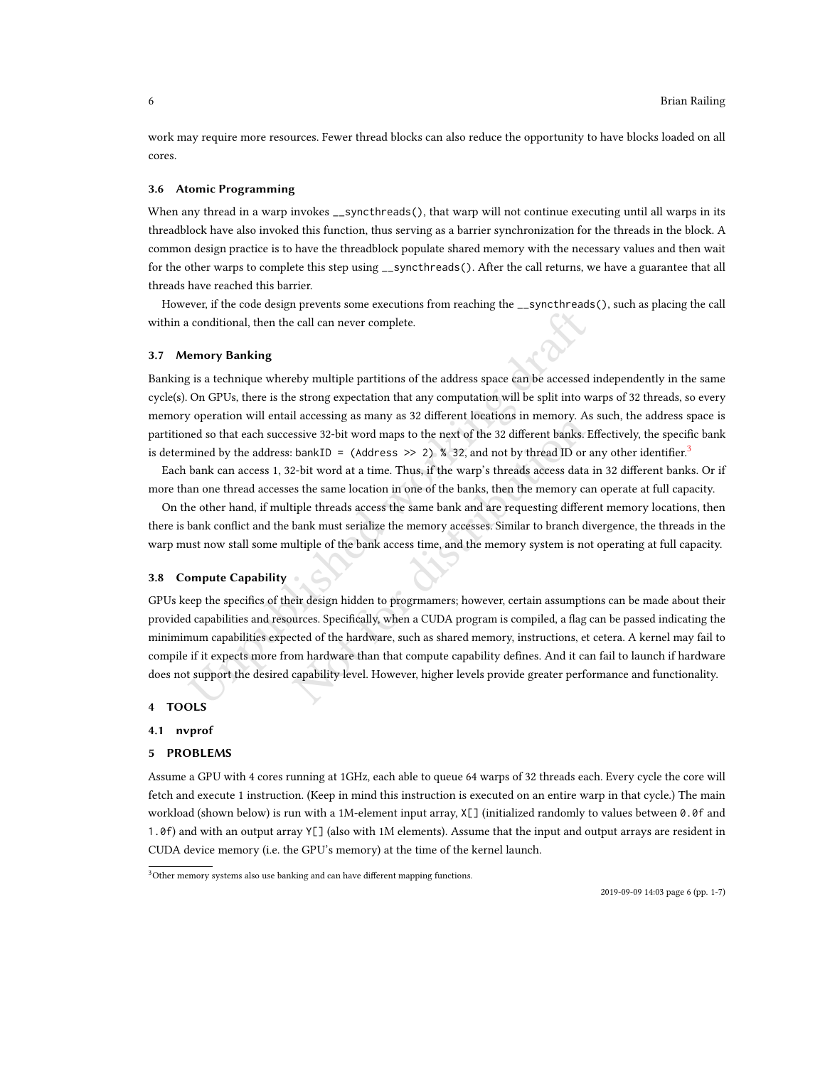work may require more resources. Fewer thread blocks can also reduce the opportunity to have blocks loaded on all cores.

### 3.6 Atomic Programming

When any thread in a warp invokes `__syncthreads()`, that warp will not continue executing until all warps in its threadblock have also invoked this function, thus serving as a barrier synchronization for the threads in the block. A common design practice is to have the threadblock populate shared memory with the necessary values and then wait for the other warps to complete this step using `__syncthreads()`. After the call returns, we have a guarantee that all threads have reached this barrier.

However, if the code design prevents some executions from reaching the `__syncthreads()`, such as placing the call within a conditional, then the call can never complete.

### 3.7 Memory Banking

Banking is a technique whereby multiple partitions of the address space can be accessed independently in the same cycle(s). On GPUs, there is the strong expectation that any computation will be split into warps of 32 threads, so every memory operation will entail accessing as many as 32 different locations in memory. As such, the address space is partitioned so that each successive 32-bit word maps to the next of the 32 different banks. Effectively, the specific bank is determined by the address: `bankID = (Address >> 2) % 32`, and not by thread ID or any other identifier.[3]

Each bank can access 1, 32-bit word at a time. Thus, if the warp's threads access data in 32 different banks. Or if more than one thread accesses the same location in one of the banks, then the memory can operate at full capacity.

On the other hand, if multiple threads access the same bank and are requesting different memory locations, then there is bank conflict and the bank must serialize the memory accesses. Similar to branch divergence, the threads in the warp must now stall some multiple of the bank access time, and the memory system is not operating at full capacity.

### 3.8 Compute Capability

GPUs keep the specifics of their design hidden to progrmamers; however, certain assumptions can be made about their provided capabilities and resources. Specifically, when a CUDA program is compiled, a flag can be passed indicating the minimimum capabilities expected of the hardware, such as shared memory, instructions, et cetera. A kernel may fail to compile if it expects more from hardware than that compute capability defines. And it can fail to launch if hardware does not support the desired capability level. However, higher levels provide greater performance and functionality.

## 4 TOOLS

### 4.1 nvprof

## 5 PROBLEMS

Assume a GPU with 4 cores running at 1GHz, each able to queue 64 warps of 32 threads each. Every cycle the core will fetch and execute 1 instruction. (Keep in mind this instruction is executed on an entire warp in that cycle.) The main workload (shown below) is run with a 1M-element input array, `X[]` (initialized randomly to values between `0.0f` and `1.0f`) and with an output array `Y[]` (also with 1M elements). Assume that the input and output arrays are resident in CUDA device memory (i.e. the GPU's memory) at the time of the kernel launch.

---

[3] Other memory systems also use banking and can have different mapping functions.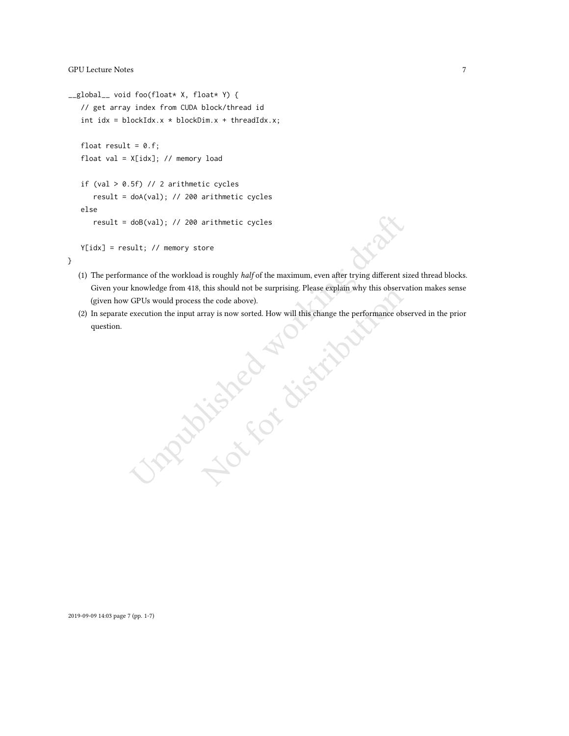```
__global__ void foo(float* X, float* Y) {
   // get array index from CUDA block/thread id
   int idx = blockIdx.x * blockDim.x + threadIdx.x;

   float result = 0.f;
   float val = X[idx]; // memory load

   if (val > 0.5f) // 2 arithmetic cycles
      result = doA(val); // 200 arithmetic cycles
   else
      result = doB(val); // 200 arithmetic cycles

   Y[idx] = result; // memory store
}
```

(1) The performance of the workload is roughly *half* of the maximum, even after trying different sized thread blocks. Given your knowledge from 418, this should not be surprising. Please explain why this observation makes sense (given how GPUs would process the code above).

(2) In separate execution the input array is now sorted. How will this change the performance observed in the prior question.